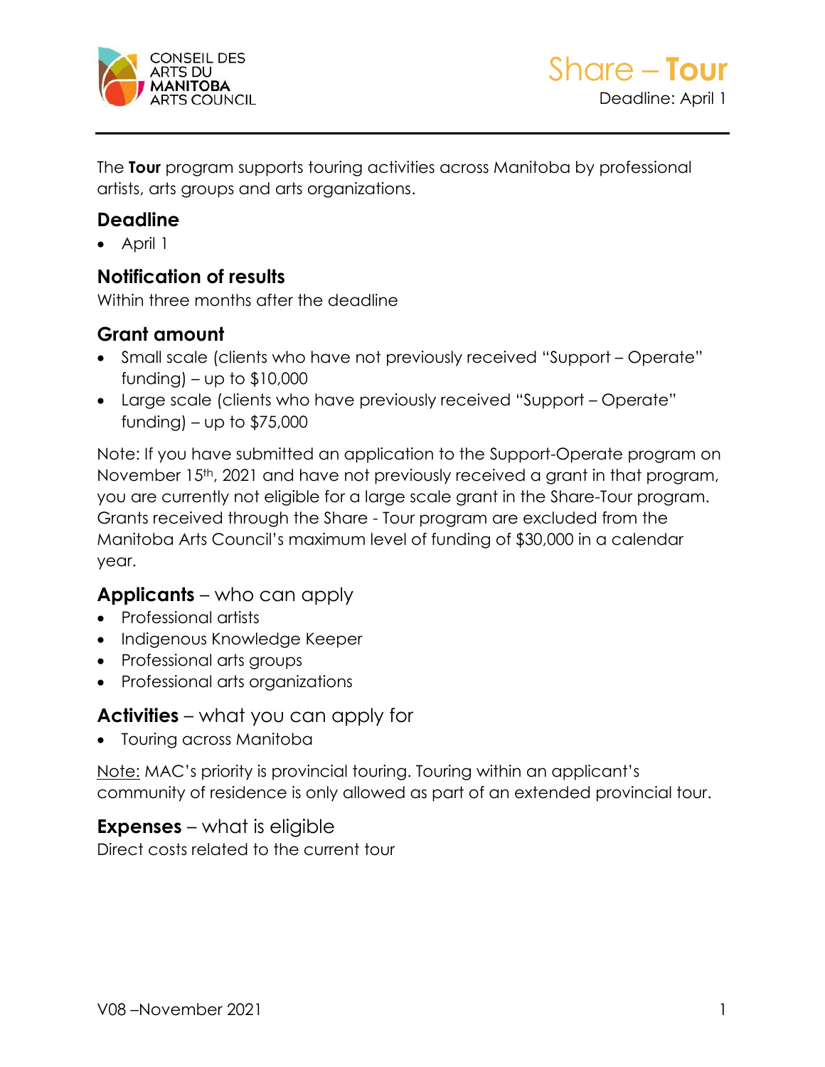CONSEIL DES ARTS DU MANITOBA ARTS COUNCIL

# Share – **Tour**

Deadline: April 1

The **Tour** program supports touring activities across Manitoba by professional artists, arts groups and arts organizations.

## Deadline

- April 1

## Notification of results

Within three months after the deadline

## Grant amount

- Small scale (clients who have not previously received "Support – Operate" funding) – up to $10,000
- Large scale (clients who have previously received "Support – Operate" funding) – up to $75,000

Note: If you have submitted an application to the Support-Operate program on November 15th, 2021 and have not previously received a grant in that program, you are currently not eligible for a large scale grant in the Share-Tour program. Grants received through the Share - Tour program are excluded from the Manitoba Arts Council's maximum level of funding of $30,000 in a calendar year.

## **Applicants** – who can apply

- Professional artists
- Indigenous Knowledge Keeper
- Professional arts groups
- Professional arts organizations

## **Activities** – what you can apply for

- Touring across Manitoba

Note: MAC's priority is provincial touring. Touring within an applicant's community of residence is only allowed as part of an extended provincial tour.

## **Expenses** – what is eligible

Direct costs related to the current tour

V08 –November 2021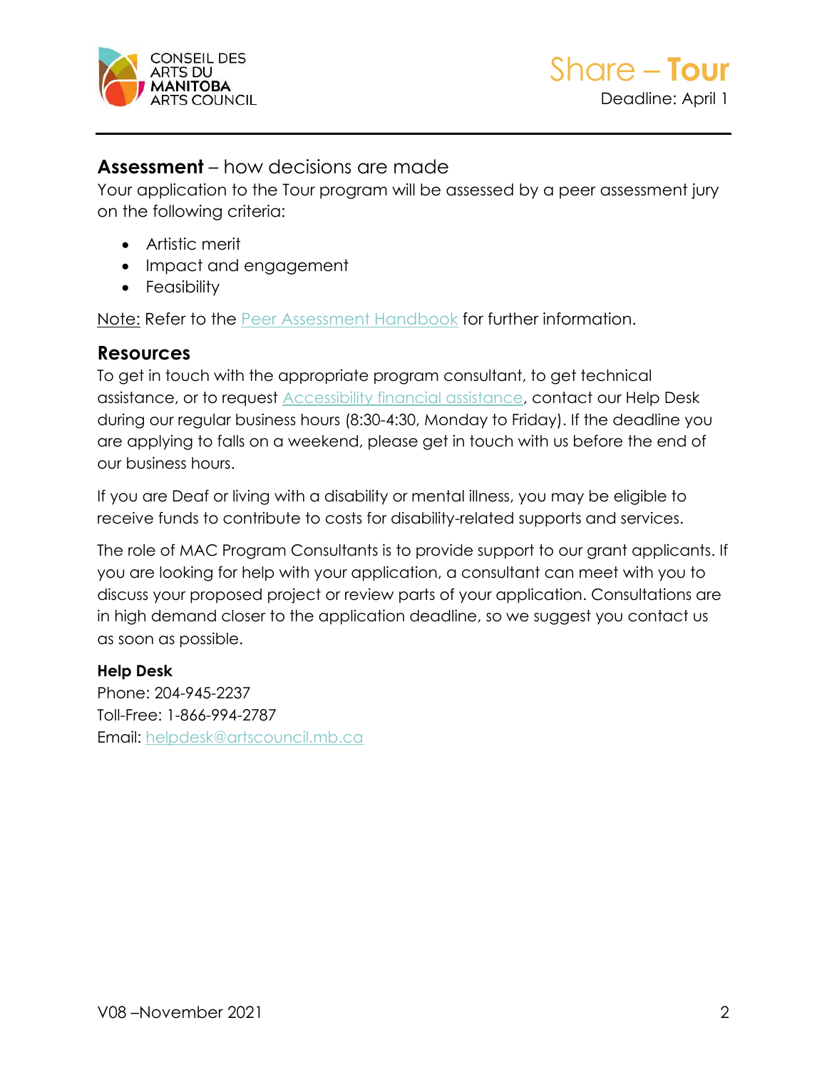## **Assessment** – how decisions are made

Your application to the Tour program will be assessed by a peer assessment jury on the following criteria:

- Artistic merit
- Impact and engagement
- Feasibility

Note: Refer to the Peer Assessment Handbook for further information.

## Resources

To get in touch with the appropriate program consultant, to get technical assistance, or to request Accessibility financial assistance, contact our Help Desk during our regular business hours (8:30-4:30, Monday to Friday). If the deadline you are applying to falls on a weekend, please get in touch with us before the end of our business hours.

If you are Deaf or living with a disability or mental illness, you may be eligible to receive funds to contribute to costs for disability-related supports and services.

The role of MAC Program Consultants is to provide support to our grant applicants. If you are looking for help with your application, a consultant can meet with you to discuss your proposed project or review parts of your application. Consultations are in high demand closer to the application deadline, so we suggest you contact us as soon as possible.

**Help Desk**

Phone: 204-945-2237
Toll-Free: 1-866-994-2787
Email: helpdesk@artscouncil.mb.ca

V08 –November 2021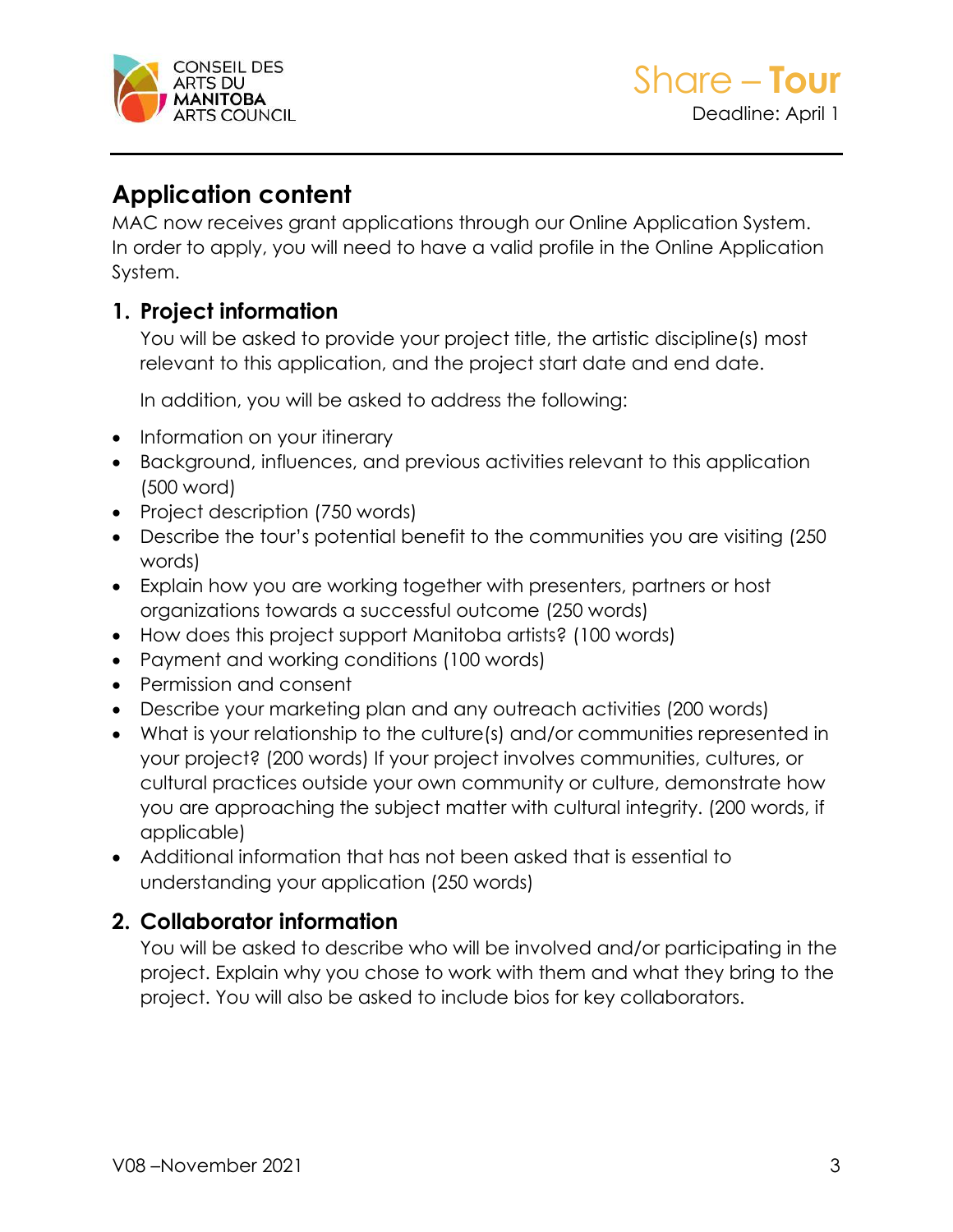## Application content

MAC now receives grant applications through our Online Application System. In order to apply, you will need to have a valid profile in the Online Application System.

### 1. Project information

You will be asked to provide your project title, the artistic discipline(s) most relevant to this application, and the project start date and end date.

In addition, you will be asked to address the following:

- Information on your itinerary
- Background, influences, and previous activities relevant to this application (500 word)
- Project description (750 words)
- Describe the tour's potential benefit to the communities you are visiting (250 words)
- Explain how you are working together with presenters, partners or host organizations towards a successful outcome (250 words)
- How does this project support Manitoba artists? (100 words)
- Payment and working conditions (100 words)
- Permission and consent
- Describe your marketing plan and any outreach activities (200 words)
- What is your relationship to the culture(s) and/or communities represented in your project? (200 words) If your project involves communities, cultures, or cultural practices outside your own community or culture, demonstrate how you are approaching the subject matter with cultural integrity. (200 words, if applicable)
- Additional information that has not been asked that is essential to understanding your application (250 words)

### 2. Collaborator information

You will be asked to describe who will be involved and/or participating in the project. Explain why you chose to work with them and what they bring to the project. You will also be asked to include bios for key collaborators.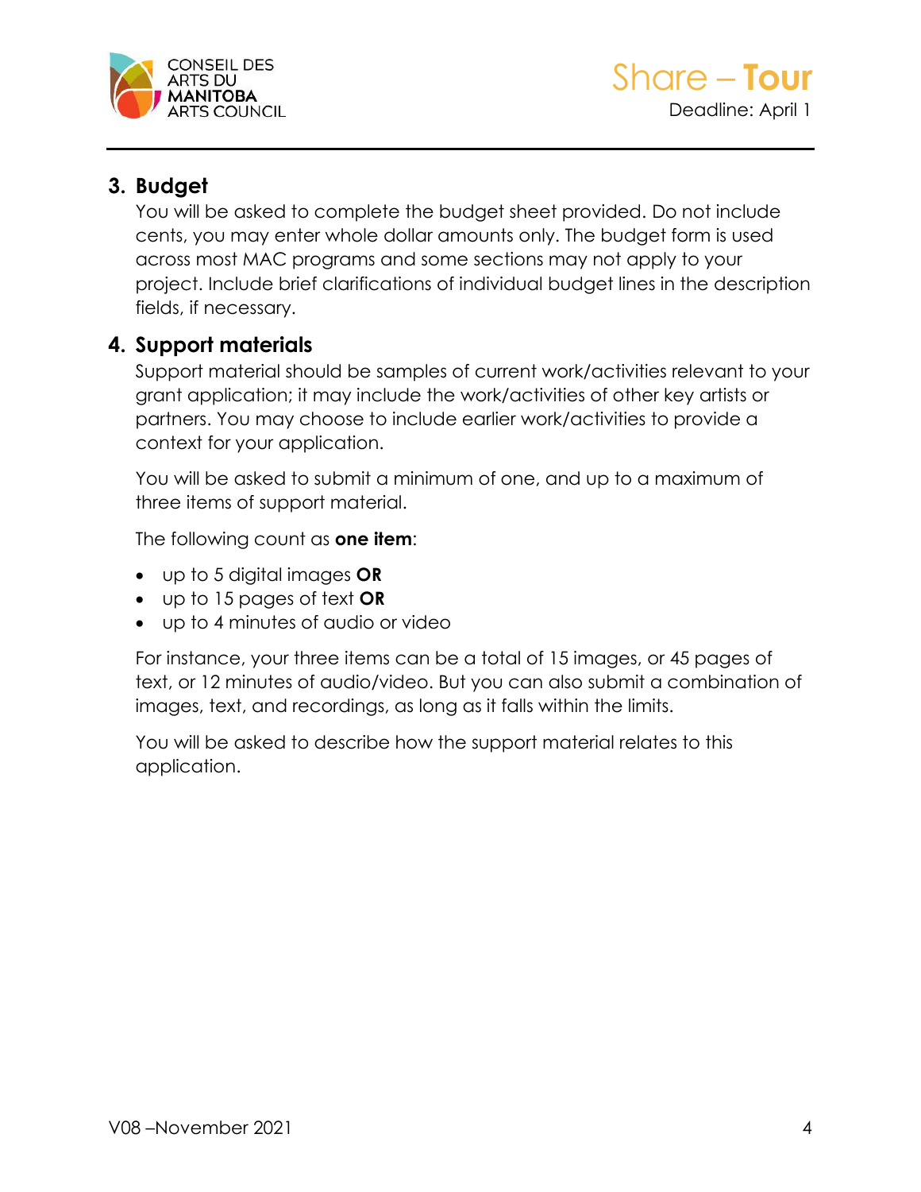## 3. Budget

You will be asked to complete the budget sheet provided. Do not include cents, you may enter whole dollar amounts only. The budget form is used across most MAC programs and some sections may not apply to your project. Include brief clarifications of individual budget lines in the description fields, if necessary.

## 4. Support materials

Support material should be samples of current work/activities relevant to your grant application; it may include the work/activities of other key artists or partners. You may choose to include earlier work/activities to provide a context for your application.

You will be asked to submit a minimum of one, and up to a maximum of three items of support material.

The following count as **one item**:

- up to 5 digital images **OR**
- up to 15 pages of text **OR**
- up to 4 minutes of audio or video

For instance, your three items can be a total of 15 images, or 45 pages of text, or 12 minutes of audio/video. But you can also submit a combination of images, text, and recordings, as long as it falls within the limits.

You will be asked to describe how the support material relates to this application.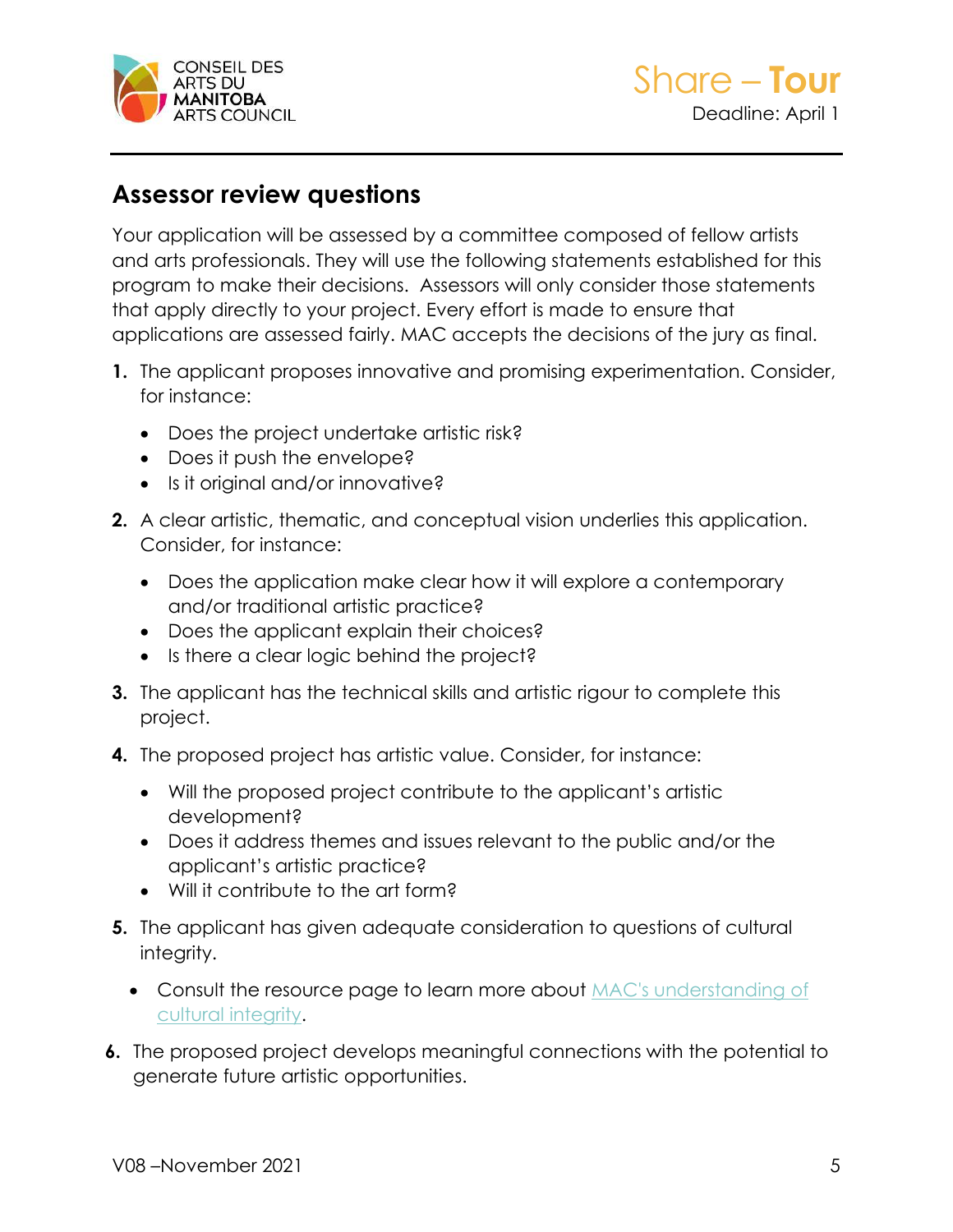## Assessor review questions

Your application will be assessed by a committee composed of fellow artists and arts professionals. They will use the following statements established for this program to make their decisions. Assessors will only consider those statements that apply directly to your project. Every effort is made to ensure that applications are assessed fairly. MAC accepts the decisions of the jury as final.

1. The applicant proposes innovative and promising experimentation. Consider, for instance:
   - Does the project undertake artistic risk?
   - Does it push the envelope?
   - Is it original and/or innovative?
2. A clear artistic, thematic, and conceptual vision underlies this application. Consider, for instance:
   - Does the application make clear how it will explore a contemporary and/or traditional artistic practice?
   - Does the applicant explain their choices?
   - Is there a clear logic behind the project?
3. The applicant has the technical skills and artistic rigour to complete this project.
4. The proposed project has artistic value. Consider, for instance:
   - Will the proposed project contribute to the applicant's artistic development?
   - Does it address themes and issues relevant to the public and/or the applicant's artistic practice?
   - Will it contribute to the art form?
5. The applicant has given adequate consideration to questions of cultural integrity.
   - Consult the resource page to learn more about MAC's understanding of cultural integrity.
6. The proposed project develops meaningful connections with the potential to generate future artistic opportunities.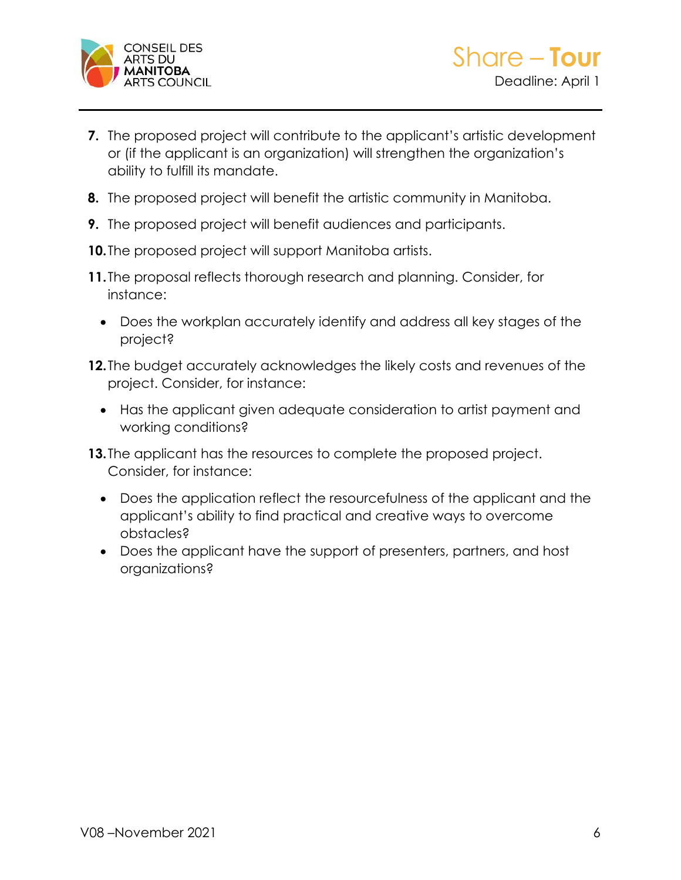7. The proposed project will contribute to the applicant's artistic development or (if the applicant is an organization) will strengthen the organization's ability to fulfill its mandate.
8. The proposed project will benefit the artistic community in Manitoba.
9. The proposed project will benefit audiences and participants.
10. The proposed project will support Manitoba artists.
11. The proposal reflects thorough research and planning. Consider, for instance:
    - Does the workplan accurately identify and address all key stages of the project?
12. The budget accurately acknowledges the likely costs and revenues of the project. Consider, for instance:
    - Has the applicant given adequate consideration to artist payment and working conditions?
13. The applicant has the resources to complete the proposed project. Consider, for instance:
    - Does the application reflect the resourcefulness of the applicant and the applicant's ability to find practical and creative ways to overcome obstacles?
    - Does the applicant have the support of presenters, partners, and host organizations?